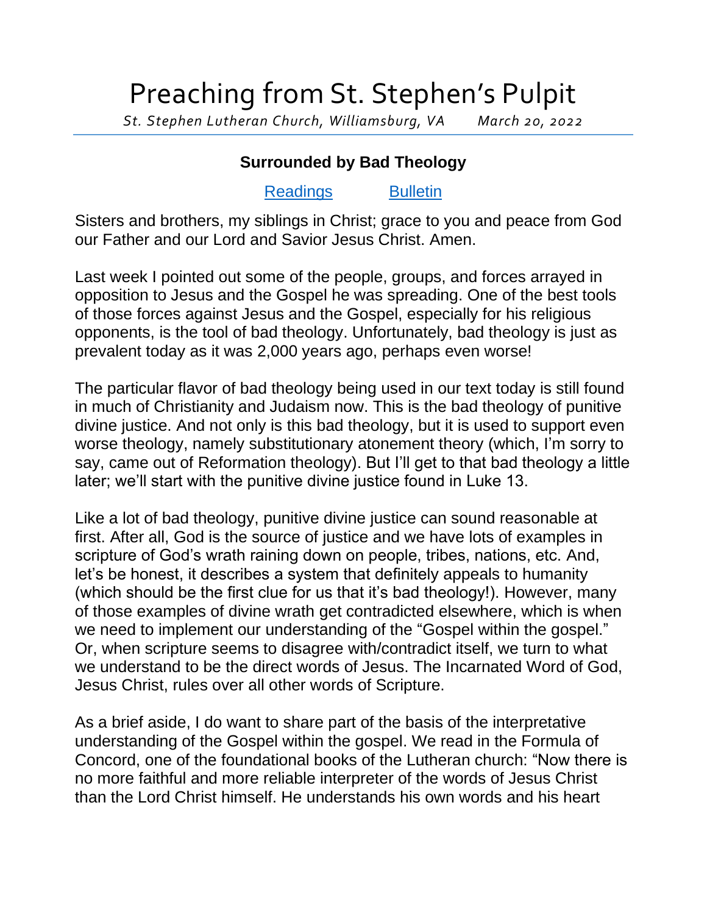# Preaching from St. Stephen's Pulpit

*St. Stephen Lutheran Church, Williamsburg, VA March 20, 2022*

## Surrounded by Bad Theology

Readings Bulletin

Sisters and brothers, my siblings in Christ; grace to you and peace from God our Father and our Lord and Savior Jesus Christ. Amen.

Last week I pointed out some of the people, groups, and forces arrayed in opposition to Jesus and the Gospel he was spreading. One of the best tools of those forces against Jesus and the Gospel, especially for his religious opponents, is the tool of bad theology. Unfortunately, bad theology is just as prevalent today as it was 2,000 years ago, perhaps even worse!

The particular flavor of bad theology being used in our text today is still found in much of Christianity and Judaism now. This is the bad theology of punitive divine justice. And not only is this bad theology, but it is used to support even worse theology, namely substitutionary atonement theory (which, I'm sorry to say, came out of Reformation theology). But I'll get to that bad theology a little later; we'll start with the punitive divine justice found in Luke 13.

Like a lot of bad theology, punitive divine justice can sound reasonable at first. After all, God is the source of justice and we have lots of examples in scripture of God's wrath raining down on people, tribes, nations, etc. And, let's be honest, it describes a system that definitely appeals to humanity (which should be the first clue for us that it's bad theology!). However, many of those examples of divine wrath get contradicted elsewhere, which is when we need to implement our understanding of the "Gospel within the gospel." Or, when scripture seems to disagree with/contradict itself, we turn to what we understand to be the direct words of Jesus. The Incarnated Word of God, Jesus Christ, rules over all other words of Scripture.

As a brief aside, I do want to share part of the basis of the interpretative understanding of the Gospel within the gospel. We read in the Formula of Concord, one of the foundational books of the Lutheran church: "Now there is no more faithful and more reliable interpreter of the words of Jesus Christ than the Lord Christ himself. He understands his own words and his heart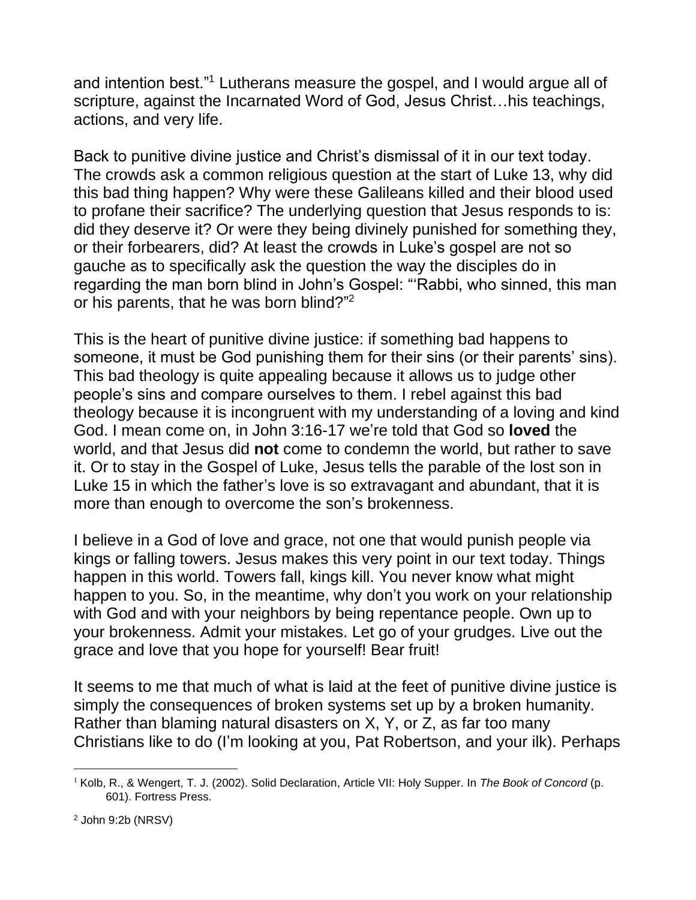and intention best."[1] Lutherans measure the gospel, and I would argue all of scripture, against the Incarnated Word of God, Jesus Christ…his teachings, actions, and very life.

Back to punitive divine justice and Christ's dismissal of it in our text today. The crowds ask a common religious question at the start of Luke 13, why did this bad thing happen? Why were these Galileans killed and their blood used to profane their sacrifice? The underlying question that Jesus responds to is: did they deserve it? Or were they being divinely punished for something they, or their forbearers, did? At least the crowds in Luke's gospel are not so gauche as to specifically ask the question the way the disciples do in regarding the man born blind in John's Gospel: "'Rabbi, who sinned, this man or his parents, that he was born blind?"[2]

This is the heart of punitive divine justice: if something bad happens to someone, it must be God punishing them for their sins (or their parents' sins). This bad theology is quite appealing because it allows us to judge other people's sins and compare ourselves to them. I rebel against this bad theology because it is incongruent with my understanding of a loving and kind God. I mean come on, in John 3:16-17 we're told that God so **loved** the world, and that Jesus did **not** come to condemn the world, but rather to save it. Or to stay in the Gospel of Luke, Jesus tells the parable of the lost son in Luke 15 in which the father's love is so extravagant and abundant, that it is more than enough to overcome the son's brokenness.

I believe in a God of love and grace, not one that would punish people via kings or falling towers. Jesus makes this very point in our text today. Things happen in this world. Towers fall, kings kill. You never know what might happen to you. So, in the meantime, why don't you work on your relationship with God and with your neighbors by being repentance people. Own up to your brokenness. Admit your mistakes. Let go of your grudges. Live out the grace and love that you hope for yourself! Bear fruit!

It seems to me that much of what is laid at the feet of punitive divine justice is simply the consequences of broken systems set up by a broken humanity. Rather than blaming natural disasters on X, Y, or Z, as far too many Christians like to do (I'm looking at you, Pat Robertson, and your ilk). Perhaps

---

[1] Kolb, R., & Wengert, T. J. (2002). Solid Declaration, Article VII: Holy Supper. In *The Book of Concord* (p. 601). Fortress Press.

[2] John 9:2b (NRSV)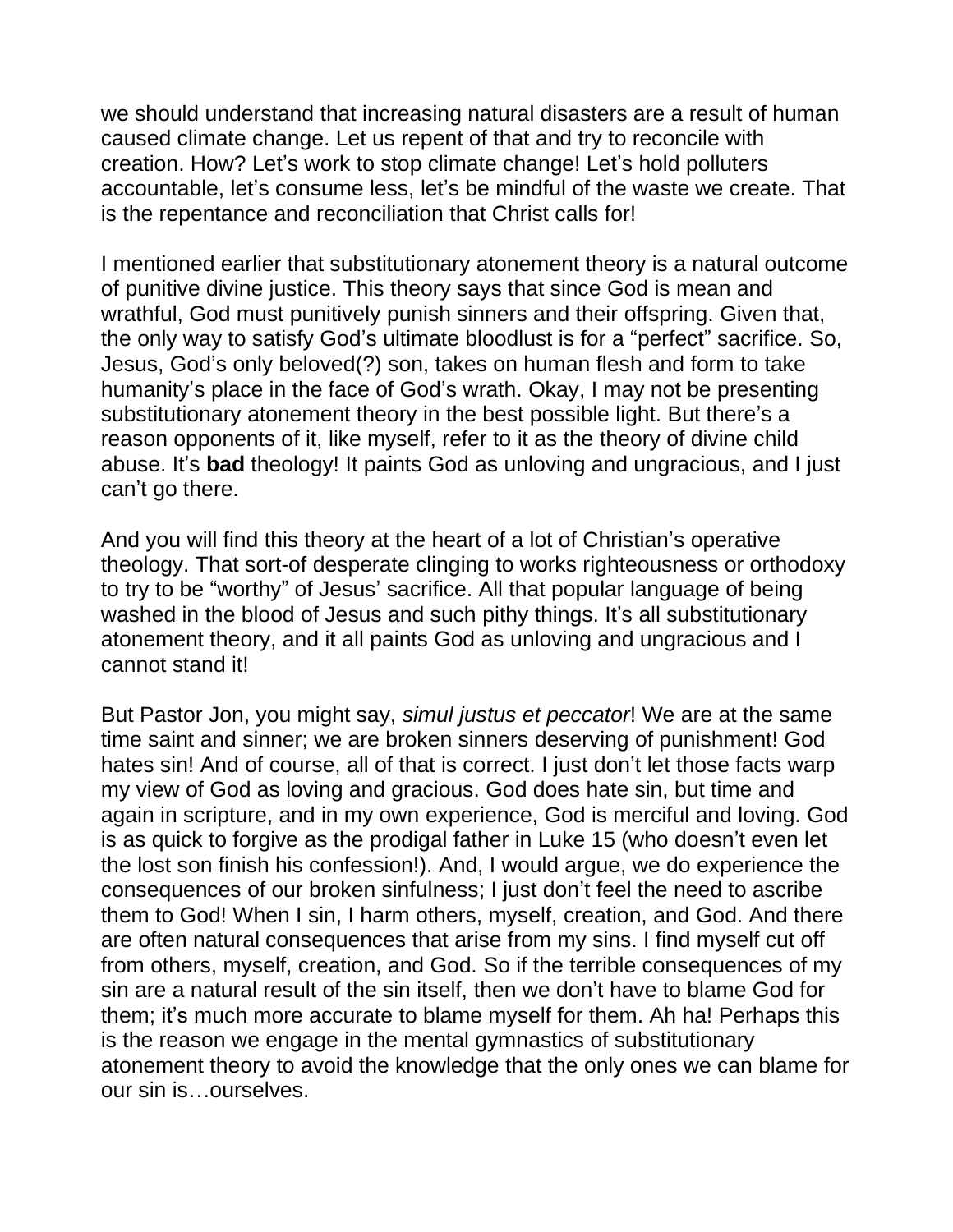we should understand that increasing natural disasters are a result of human caused climate change. Let us repent of that and try to reconcile with creation. How? Let's work to stop climate change! Let's hold polluters accountable, let's consume less, let's be mindful of the waste we create. That is the repentance and reconciliation that Christ calls for!

I mentioned earlier that substitutionary atonement theory is a natural outcome of punitive divine justice. This theory says that since God is mean and wrathful, God must punitively punish sinners and their offspring. Given that, the only way to satisfy God's ultimate bloodlust is for a "perfect" sacrifice. So, Jesus, God's only beloved(?) son, takes on human flesh and form to take humanity's place in the face of God's wrath. Okay, I may not be presenting substitutionary atonement theory in the best possible light. But there's a reason opponents of it, like myself, refer to it as the theory of divine child abuse. It's **bad** theology! It paints God as unloving and ungracious, and I just can't go there.

And you will find this theory at the heart of a lot of Christian's operative theology. That sort-of desperate clinging to works righteousness or orthodoxy to try to be "worthy" of Jesus' sacrifice. All that popular language of being washed in the blood of Jesus and such pithy things. It's all substitutionary atonement theory, and it all paints God as unloving and ungracious and I cannot stand it!

But Pastor Jon, you might say, *simul justus et peccator*! We are at the same time saint and sinner; we are broken sinners deserving of punishment! God hates sin! And of course, all of that is correct. I just don't let those facts warp my view of God as loving and gracious. God does hate sin, but time and again in scripture, and in my own experience, God is merciful and loving. God is as quick to forgive as the prodigal father in Luke 15 (who doesn't even let the lost son finish his confession!). And, I would argue, we do experience the consequences of our broken sinfulness; I just don't feel the need to ascribe them to God! When I sin, I harm others, myself, creation, and God. And there are often natural consequences that arise from my sins. I find myself cut off from others, myself, creation, and God. So if the terrible consequences of my sin are a natural result of the sin itself, then we don't have to blame God for them; it's much more accurate to blame myself for them. Ah ha! Perhaps this is the reason we engage in the mental gymnastics of substitutionary atonement theory to avoid the knowledge that the only ones we can blame for our sin is…ourselves.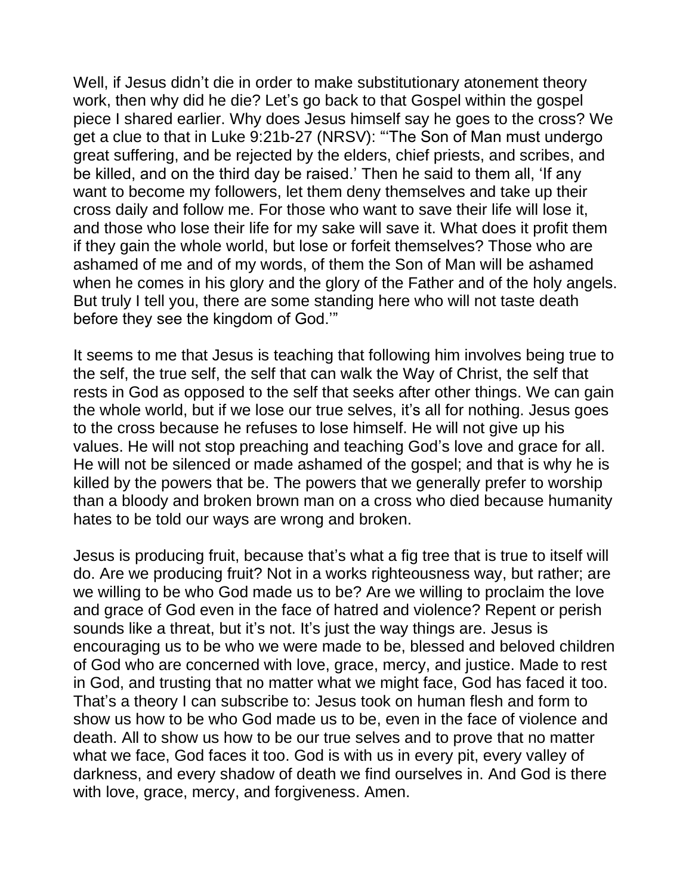Well, if Jesus didn't die in order to make substitutionary atonement theory work, then why did he die? Let's go back to that Gospel within the gospel piece I shared earlier. Why does Jesus himself say he goes to the cross? We get a clue to that in Luke 9:21b-27 (NRSV): "'The Son of Man must undergo great suffering, and be rejected by the elders, chief priests, and scribes, and be killed, and on the third day be raised.' Then he said to them all, 'If any want to become my followers, let them deny themselves and take up their cross daily and follow me. For those who want to save their life will lose it, and those who lose their life for my sake will save it. What does it profit them if they gain the whole world, but lose or forfeit themselves? Those who are ashamed of me and of my words, of them the Son of Man will be ashamed when he comes in his glory and the glory of the Father and of the holy angels. But truly I tell you, there are some standing here who will not taste death before they see the kingdom of God.'"

It seems to me that Jesus is teaching that following him involves being true to the self, the true self, the self that can walk the Way of Christ, the self that rests in God as opposed to the self that seeks after other things. We can gain the whole world, but if we lose our true selves, it's all for nothing. Jesus goes to the cross because he refuses to lose himself. He will not give up his values. He will not stop preaching and teaching God's love and grace for all. He will not be silenced or made ashamed of the gospel; and that is why he is killed by the powers that be. The powers that we generally prefer to worship than a bloody and broken brown man on a cross who died because humanity hates to be told our ways are wrong and broken.

Jesus is producing fruit, because that's what a fig tree that is true to itself will do. Are we producing fruit? Not in a works righteousness way, but rather; are we willing to be who God made us to be? Are we willing to proclaim the love and grace of God even in the face of hatred and violence? Repent or perish sounds like a threat, but it's not. It's just the way things are. Jesus is encouraging us to be who we were made to be, blessed and beloved children of God who are concerned with love, grace, mercy, and justice. Made to rest in God, and trusting that no matter what we might face, God has faced it too. That's a theory I can subscribe to: Jesus took on human flesh and form to show us how to be who God made us to be, even in the face of violence and death. All to show us how to be our true selves and to prove that no matter what we face, God faces it too. God is with us in every pit, every valley of darkness, and every shadow of death we find ourselves in. And God is there with love, grace, mercy, and forgiveness. Amen.